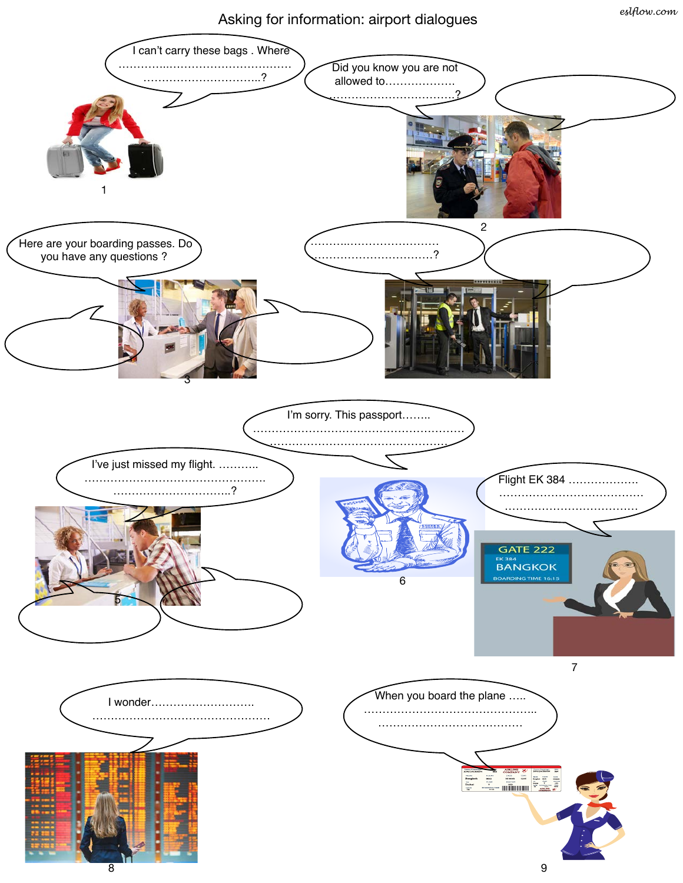eslflow.com

# Asking for information: airport dialogues

**1**

I can't carry these bags . Where ……………..……………………………… …………………………..?

**2**

Did you know you are not allowed to……………… ………………………………?

**3**

Here are your boarding passes. Do you have any questions ?

**4**

……...………………………… ……………………………?

**5**

I've just missed my flight. ……….. …………………………………………… …………………………..?

**6**

I'm sorry. This passport…….. ………………………………………………… ………………………………………….

**7**

Flight EK 384 ………………. ………………………………… ……………………………….

GATE 222
EK 384
BANGKOK
BOARDING TIME 16:15

**8**

I wonder……………………… …………………………………………

**9**

When you board the plane ….. ………………………………………. …………………………………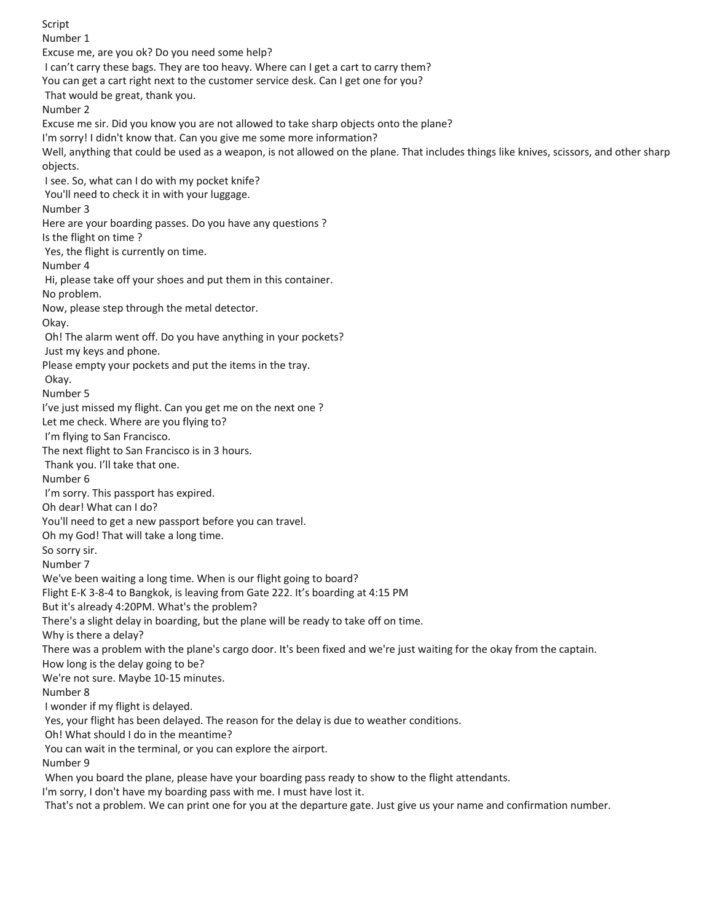Script

Number 1

Excuse me, are you ok? Do you need some help?

I can't carry these bags. They are too heavy. Where can I get a cart to carry them?

You can get a cart right next to the customer service desk. Can I get one for you?

That would be great, thank you.

Number 2

Excuse me sir. Did you know you are not allowed to take sharp objects onto the plane?

I'm sorry! I didn't know that. Can you give me some more information?

Well, anything that could be used as a weapon, is not allowed on the plane. That includes things like knives, scissors, and other sharp objects.

I see. So, what can I do with my pocket knife?

You'll need to check it in with your luggage.

Number 3

Here are your boarding passes. Do you have any questions ?

Is the flight on time ?

Yes, the flight is currently on time.

Number 4

Hi, please take off your shoes and put them in this container.

No problem.

Now, please step through the metal detector.

Okay.

Oh! The alarm went off. Do you have anything in your pockets?

Just my keys and phone.

Please empty your pockets and put the items in the tray.

Okay.

Number 5

I've just missed my flight. Can you get me on the next one ?

Let me check. Where are you flying to?

I'm flying to San Francisco.

The next flight to San Francisco is in 3 hours.

Thank you. I'll take that one.

Number 6

I'm sorry. This passport has expired.

Oh dear! What can I do?

You'll need to get a new passport before you can travel.

Oh my God! That will take a long time.

So sorry sir.

Number 7

We've been waiting a long time. When is our flight going to board?

Flight E-K 3-8-4 to Bangkok, is leaving from Gate 222. It's boarding at 4:15 PM

But it's already 4:20PM. What's the problem?

There's a slight delay in boarding, but the plane will be ready to take off on time.

Why is there a delay?

There was a problem with the plane's cargo door. It's been fixed and we're just waiting for the okay from the captain.

How long is the delay going to be?

We're not sure. Maybe 10-15 minutes.

Number 8

I wonder if my flight is delayed.

Yes, your flight has been delayed. The reason for the delay is due to weather conditions.

Oh! What should I do in the meantime?

You can wait in the terminal, or you can explore the airport.

Number 9

When you board the plane, please have your boarding pass ready to show to the flight attendants.

I'm sorry, I don't have my boarding pass with me. I must have lost it.

That's not a problem. We can print one for you at the departure gate. Just give us your name and confirmation number.